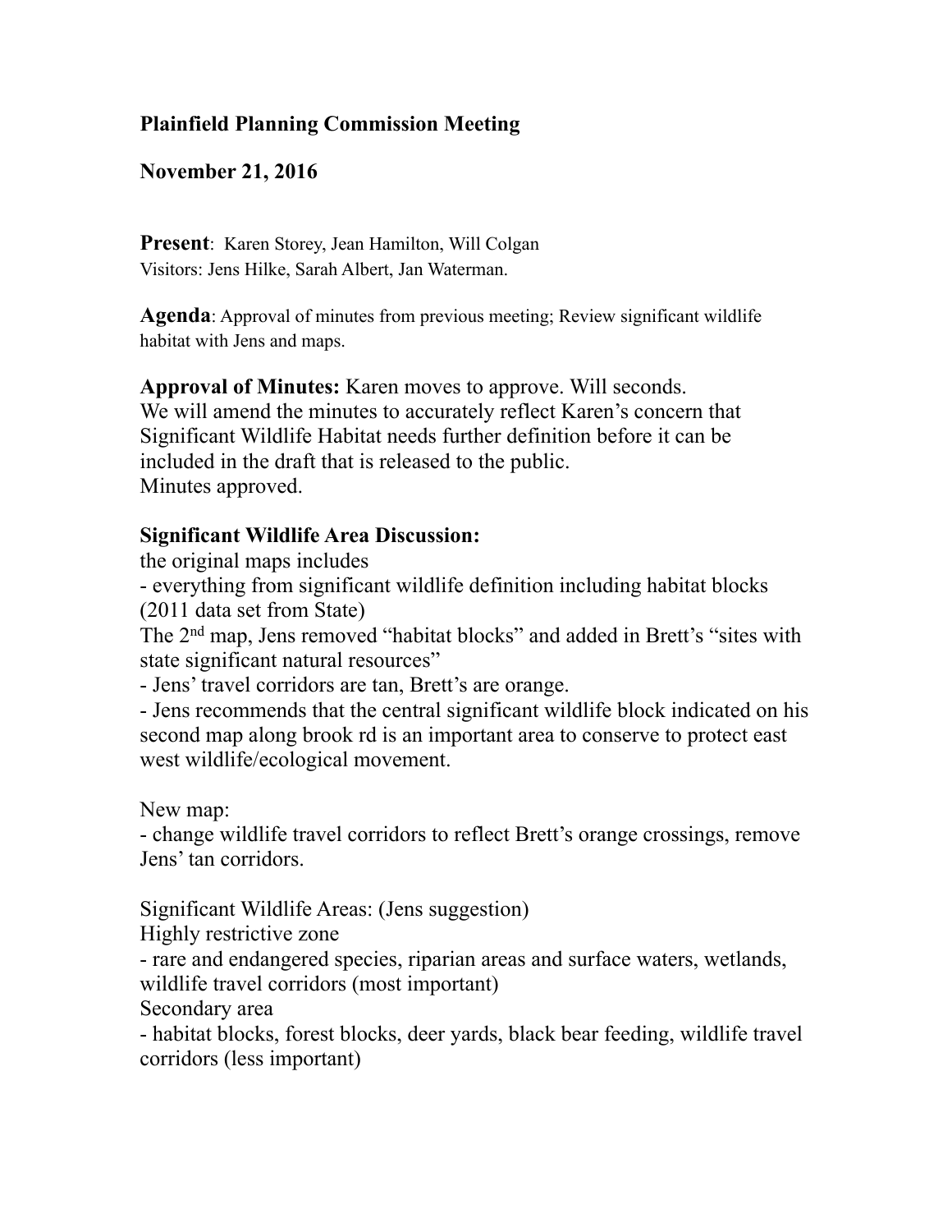**Plainfield Planning Commission Meeting**

**November 21, 2016**

**Present**: Karen Storey, Jean Hamilton, Will Colgan
Visitors: Jens Hilke, Sarah Albert, Jan Waterman.

**Agenda**: Approval of minutes from previous meeting; Review significant wildlife habitat with Jens and maps.

**Approval of Minutes:** Karen moves to approve. Will seconds.
We will amend the minutes to accurately reflect Karen's concern that Significant Wildlife Habitat needs further definition before it can be included in the draft that is released to the public.
Minutes approved.

**Significant Wildlife Area Discussion:**
the original maps includes
- everything from significant wildlife definition including habitat blocks (2011 data set from State)

The 2nd map, Jens removed "habitat blocks" and added in Brett's "sites with state significant natural resources"
- Jens' travel corridors are tan, Brett's are orange.
- Jens recommends that the central significant wildlife block indicated on his second map along brook rd is an important area to conserve to protect east west wildlife/ecological movement.

New map:
- change wildlife travel corridors to reflect Brett's orange crossings, remove Jens' tan corridors.

Significant Wildlife Areas: (Jens suggestion)
Highly restrictive zone
- rare and endangered species, riparian areas and surface waters, wetlands, wildlife travel corridors (most important)

Secondary area
- habitat blocks, forest blocks, deer yards, black bear feeding, wildlife travel corridors (less important)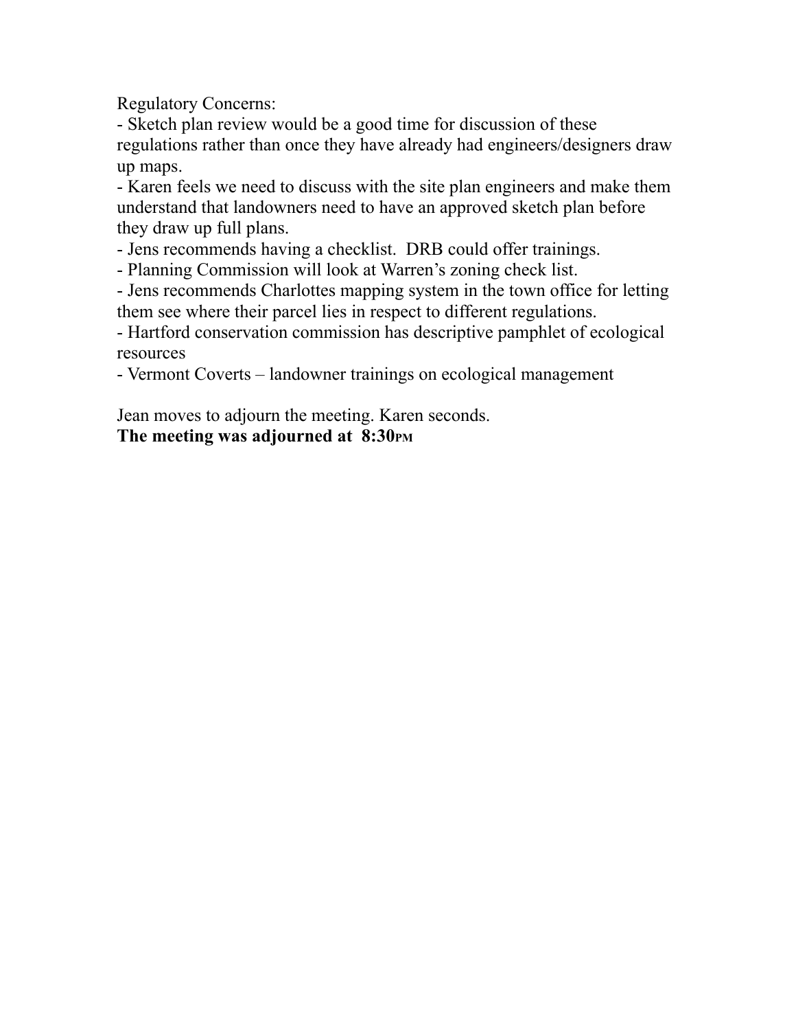Regulatory Concerns:

- Sketch plan review would be a good time for discussion of these regulations rather than once they have already had engineers/designers draw up maps.
- Karen feels we need to discuss with the site plan engineers and make them understand that landowners need to have an approved sketch plan before they draw up full plans.
- Jens recommends having a checklist. DRB could offer trainings.
- Planning Commission will look at Warren's zoning check list.
- Jens recommends Charlottes mapping system in the town office for letting them see where their parcel lies in respect to different regulations.
- Hartford conservation commission has descriptive pamphlet of ecological resources
- Vermont Coverts – landowner trainings on ecological management

Jean moves to adjourn the meeting. Karen seconds.

**The meeting was adjourned at 8:30PM**